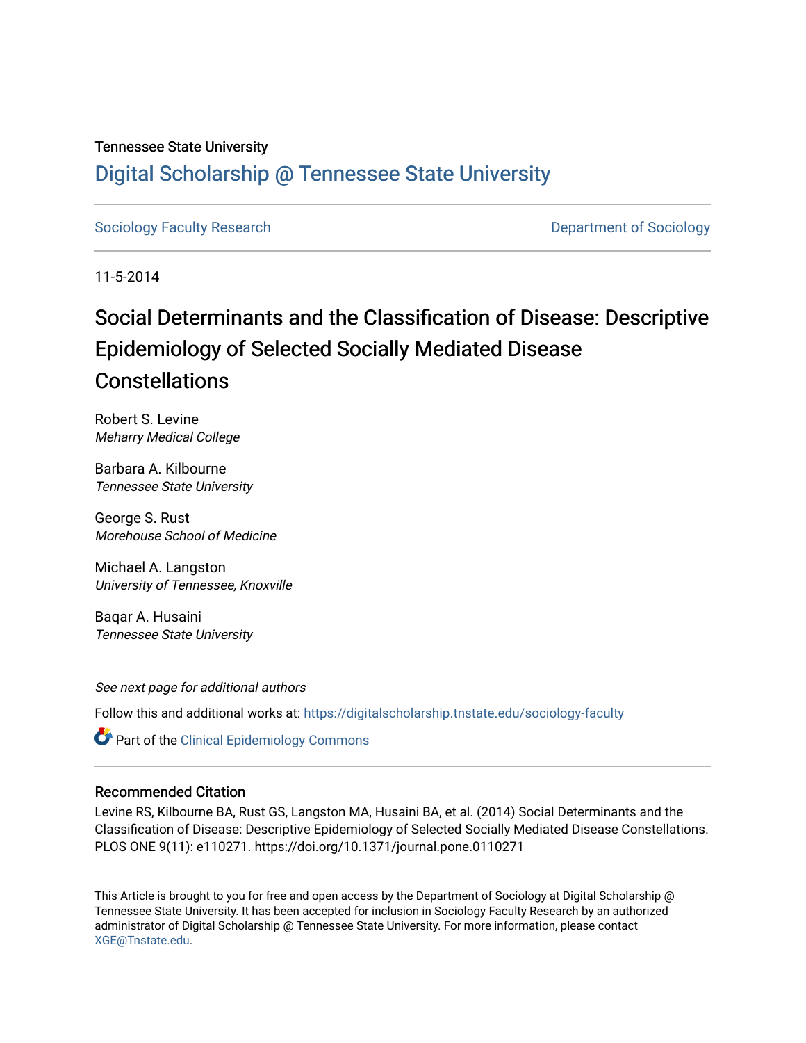Tennessee State University

# Digital Scholarship @ Tennessee State University

Sociology Faculty Research

Department of Sociology

11-5-2014

# Social Determinants and the Classification of Disease: Descriptive Epidemiology of Selected Socially Mediated Disease Constellations

Robert S. Levine
*Meharry Medical College*

Barbara A. Kilbourne
*Tennessee State University*

George S. Rust
*Morehouse School of Medicine*

Michael A. Langston
*University of Tennessee, Knoxville*

Baqar A. Husaini
*Tennessee State University*

*See next page for additional authors*

Follow this and additional works at: https://digitalscholarship.tnstate.edu/sociology-faculty

Part of the Clinical Epidemiology Commons

## Recommended Citation

Levine RS, Kilbourne BA, Rust GS, Langston MA, Husaini BA, et al. (2014) Social Determinants and the Classification of Disease: Descriptive Epidemiology of Selected Socially Mediated Disease Constellations. PLOS ONE 9(11): e110271. https://doi.org/10.1371/journal.pone.0110271

This Article is brought to you for free and open access by the Department of Sociology at Digital Scholarship @ Tennessee State University. It has been accepted for inclusion in Sociology Faculty Research by an authorized administrator of Digital Scholarship @ Tennessee State University. For more information, please contact XGE@Tnstate.edu.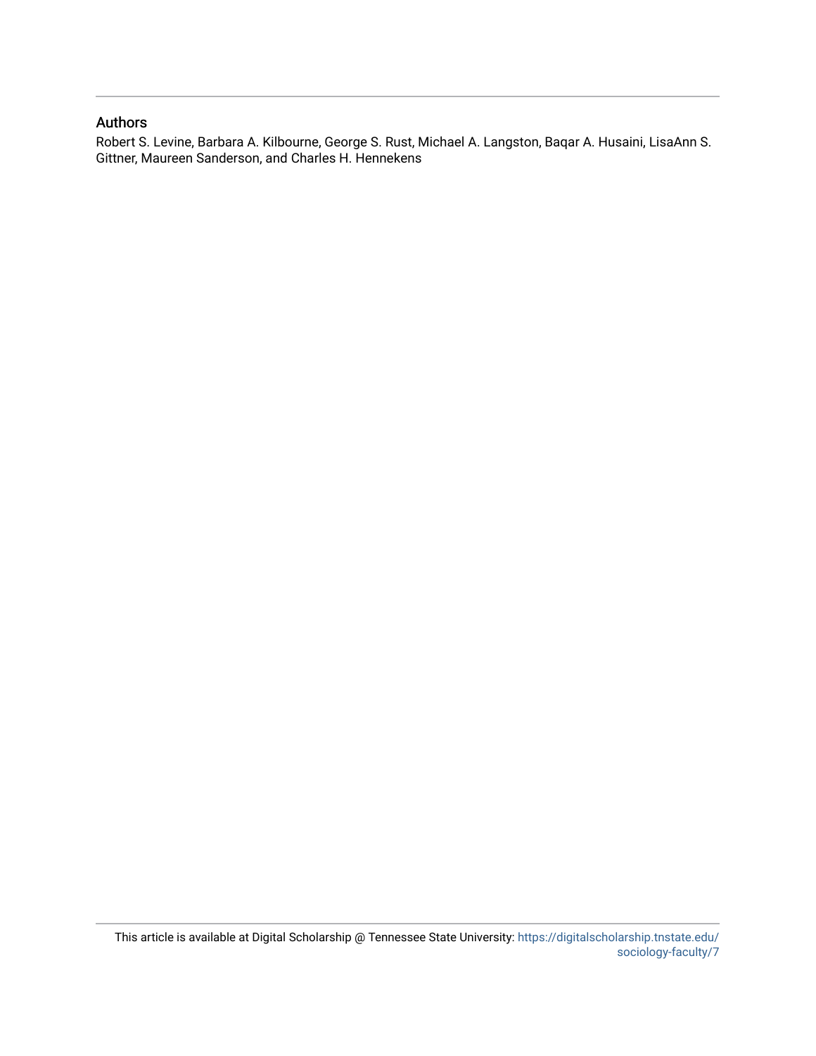## Authors

Robert S. Levine, Barbara A. Kilbourne, George S. Rust, Michael A. Langston, Baqar A. Husaini, LisaAnn S. Gittner, Maureen Sanderson, and Charles H. Hennekens

This article is available at Digital Scholarship @ Tennessee State University: https://digitalscholarship.tnstate.edu/sociology-faculty/7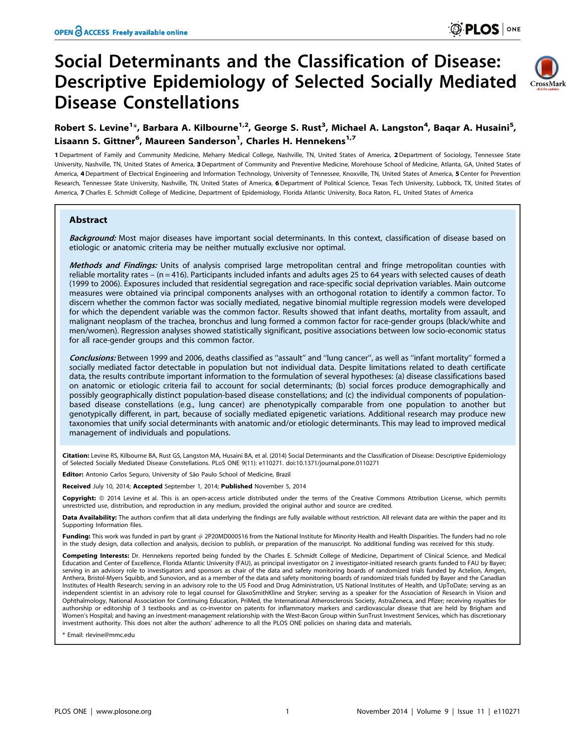# Social Determinants and the Classification of Disease: Descriptive Epidemiology of Selected Socially Mediated Disease Constellations

**Robert S. Levine[1]\*, Barbara A. Kilbourne[1,2], George S. Rust[3], Michael A. Langston[4], Baqar A. Husaini[5], Lisaann S. Gittner[6], Maureen Sanderson[1], Charles H. Hennekens[1,7]**

1 Department of Family and Community Medicine, Meharry Medical College, Nashville, TN, United States of America, 2 Department of Sociology, Tennessee State University, Nashville, TN, United States of America, 3 Department of Community and Preventive Medicine, Morehouse School of Medicine, Atlanta, GA, United States of America, 4 Department of Electrical Engineering and Information Technology, University of Tennessee, Knoxville, TN, United States of America, 5 Center for Prevention Research, Tennessee State University, Nashville, TN, United States of America, 6 Department of Political Science, Texas Tech University, Lubbock, TX, United States of America, 7 Charles E. Schmidt College of Medicine, Department of Epidemiology, Florida Atlantic University, Boca Raton, FL, United States of America

## Abstract

***Background:*** Most major diseases have important social determinants. In this context, classification of disease based on etiologic or anatomic criteria may be neither mutually exclusive nor optimal.

***Methods and Findings:*** Units of analysis comprised large metropolitan central and fringe metropolitan counties with reliable mortality rates – (n = 416). Participants included infants and adults ages 25 to 64 years with selected causes of death (1999 to 2006). Exposures included that residential segregation and race-specific social deprivation variables. Main outcome measures were obtained via principal components analyses with an orthogonal rotation to identify a common factor. To discern whether the common factor was socially mediated, negative binomial multiple regression models were developed for which the dependent variable was the common factor. Results showed that infant deaths, mortality from assault, and malignant neoplasm of the trachea, bronchus and lung formed a common factor for race-gender groups (black/white and men/women). Regression analyses showed statistically significant, positive associations between low socio-economic status for all race-gender groups and this common factor.

***Conclusions:*** Between 1999 and 2006, deaths classified as ''assault'' and ''lung cancer'', as well as ''infant mortality'' formed a socially mediated factor detectable in population but not individual data. Despite limitations related to death certificate data, the results contribute important information to the formulation of several hypotheses: (a) disease classifications based on anatomic or etiologic criteria fail to account for social determinants; (b) social forces produce demographically and possibly geographically distinct population-based disease constellations; and (c) the individual components of population-based disease constellations (e.g., lung cancer) are phenotypically comparable from one population to another but genotypically different, in part, because of socially mediated epigenetic variations. Additional research may produce new taxonomies that unify social determinants with anatomic and/or etiologic determinants. This may lead to improved medical management of individuals and populations.

**Citation:** Levine RS, Kilbourne BA, Rust GS, Langston MA, Husaini BA, et al. (2014) Social Determinants and the Classification of Disease: Descriptive Epidemiology of Selected Socially Mediated Disease Constellations. PLoS ONE 9(11): e110271. doi:10.1371/journal.pone.0110271

**Editor:** Antonio Carlos Seguro, University of São Paulo School of Medicine, Brazil

**Received** July 10, 2014; **Accepted** September 1, 2014; **Published** November 5, 2014

**Copyright:** © 2014 Levine et al. This is an open-access article distributed under the terms of the Creative Commons Attribution License, which permits unrestricted use, distribution, and reproduction in any medium, provided the original author and source are credited.

**Data Availability:** The authors confirm that all data underlying the findings are fully available without restriction. All relevant data are within the paper and its Supporting Information files.

**Funding:** This work was funded in part by grant # 2P20MD000516 from the National Institute for Minority Health and Health Disparities. The funders had no role in the study design, data collection and analysis, decision to publish, or preparation of the manuscript. No additional funding was received for this study.

**Competing Interests:** Dr. Hennekens reported being funded by the Charles E. Schmidt College of Medicine, Department of Clinical Science, and Medical Education and Center of Excellence, Florida Atlantic University (FAU), as principal investigator on 2 investigator-initiated research grants funded to FAU by Bayer; serving in an advisory role to investigators and sponsors as chair of the data and safety monitoring boards of randomized trials funded by Actelion, Amgen, Anthera, Bristol-Myers Squibb, and Sunovion, and as a member of the data and safety monitoring boards of randomized trials funded by Bayer and the Canadian Institutes of Health Research; serving in an advisory role to the US Food and Drug Administration, US National Institutes of Health, and UpToDate; serving as an independent scientist in an advisory role to legal counsel for GlaxoSmithKline and Stryker; serving as a speaker for the Association of Research in Vision and Ophthalmology, National Association for Continuing Education, PriMed, the International Atherosclerosis Society, AstraZeneca, and Pfizer; receiving royalties for authorship or editorship of 3 textbooks and as co-inventor on patents for inflammatory markers and cardiovascular disease that are held by Brigham and Women's Hospital; and having an investment-management relationship with the West-Bacon Group within SunTrust Investment Services, which has discretionary investment authority. This does not alter the authors' adherence to all the PLOS ONE policies on sharing data and materials.

\* Email: rlevine@mmc.edu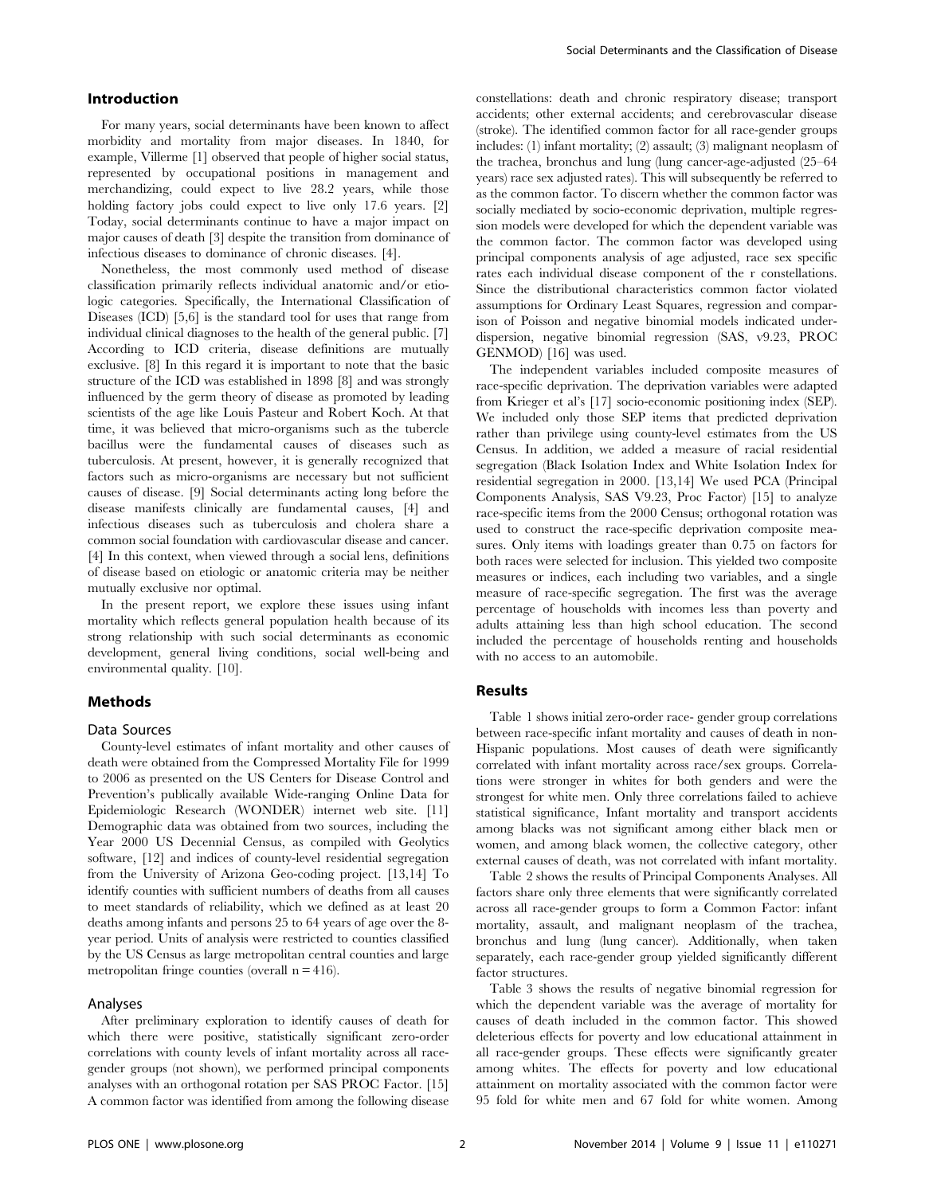## Introduction

For many years, social determinants have been known to affect morbidity and mortality from major diseases. In 1840, for example, Villerme [1] observed that people of higher social status, represented by occupational positions in management and merchandizing, could expect to live 28.2 years, while those holding factory jobs could expect to live only 17.6 years. [2] Today, social determinants continue to have a major impact on major causes of death [3] despite the transition from dominance of infectious diseases to dominance of chronic diseases. [4].

Nonetheless, the most commonly used method of disease classification primarily reflects individual anatomic and/or etiologic categories. Specifically, the International Classification of Diseases (ICD) [5,6] is the standard tool for uses that range from individual clinical diagnoses to the health of the general public. [7] According to ICD criteria, disease definitions are mutually exclusive. [8] In this regard it is important to note that the basic structure of the ICD was established in 1898 [8] and was strongly influenced by the germ theory of disease as promoted by leading scientists of the age like Louis Pasteur and Robert Koch. At that time, it was believed that micro-organisms such as the tubercle bacillus were the fundamental causes of diseases such as tuberculosis. At present, however, it is generally recognized that factors such as micro-organisms are necessary but not sufficient causes of disease. [9] Social determinants acting long before the disease manifests clinically are fundamental causes, [4] and infectious diseases such as tuberculosis and cholera share a common social foundation with cardiovascular disease and cancer. [4] In this context, when viewed through a social lens, definitions of disease based on etiologic or anatomic criteria may be neither mutually exclusive nor optimal.

In the present report, we explore these issues using infant mortality which reflects general population health because of its strong relationship with such social determinants as economic development, general living conditions, social well-being and environmental quality. [10].

## Methods

### Data Sources

County-level estimates of infant mortality and other causes of death were obtained from the Compressed Mortality File for 1999 to 2006 as presented on the US Centers for Disease Control and Prevention's publically available Wide-ranging Online Data for Epidemiologic Research (WONDER) internet web site. [11] Demographic data was obtained from two sources, including the Year 2000 US Decennial Census, as compiled with Geolytics software, [12] and indices of county-level residential segregation from the University of Arizona Geo-coding project. [13,14] To identify counties with sufficient numbers of deaths from all causes to meet standards of reliability, which we defined as at least 20 deaths among infants and persons 25 to 64 years of age over the 8-year period. Units of analysis were restricted to counties classified by the US Census as large metropolitan central counties and large metropolitan fringe counties (overall n = 416).

### Analyses

After preliminary exploration to identify causes of death for which there were positive, statistically significant zero-order correlations with county levels of infant mortality across all race-gender groups (not shown), we performed principal components analyses with an orthogonal rotation per SAS PROC Factor). [15] A common factor was identified from among the following disease constellations: death and chronic respiratory disease; transport accidents; other external accidents; and cerebrovascular disease (stroke). The identified common factor for all race-gender groups includes: (1) infant mortality; (2) assault; (3) malignant neoplasm of the trachea, bronchus and lung (lung cancer-age-adjusted (25–64 years) race sex adjusted rates). This will subsequently be referred to as the common factor. To discern whether the common factor was socially mediated by socio-economic deprivation, multiple regression models were developed for which the dependent variable was the common factor. The common factor was developed using principal components analysis of age adjusted, race sex specific rates each individual disease component of the r constellations. Since the distributional characteristics common factor violated assumptions for Ordinary Least Squares, regression and comparison of Poisson and negative binomial models indicated underdispersion, negative binomial regression (SAS, v9.23, PROC GENMOD) [16] was used.

The independent variables included composite measures of race-specific deprivation. The deprivation variables were adapted from Krieger et al's [17] socio-economic positioning index (SEP). We included only those SEP items that predicted deprivation rather than privilege using county-level estimates from the US Census. In addition, we added a measure of racial residential segregation (Black Isolation Index and White Isolation Index for residential segregation in 2000. [13,14] We used PCA (Principal Components Analysis, SAS V9.23, Proc Factor) [15] to analyze race-specific items from the 2000 Census; orthogonal rotation was used to construct the race-specific deprivation composite measures. Only items with loadings greater than 0.75 on factors for both races were selected for inclusion. This yielded two composite measures or indices, each including two variables, and a single measure of race-specific segregation. The first was the average percentage of households with incomes less than poverty and adults attaining less than high school education. The second included the percentage of households renting and households with no access to an automobile.

## Results

Table 1 shows initial zero-order race- gender group correlations between race-specific infant mortality and causes of death in non-Hispanic populations. Most causes of death were significantly correlated with infant mortality across race/sex groups. Correlations were stronger in whites for both genders and were the strongest for white men. Only three correlations failed to achieve statistical significance, Infant mortality and transport accidents among blacks was not significant among either black men or women, and among black women, the collective category, other external causes of death, was not correlated with infant mortality.

Table 2 shows the results of Principal Components Analyses. All factors share only three elements that were significantly correlated across all race-gender groups to form a Common Factor: infant mortality, assault, and malignant neoplasm of the trachea, bronchus and lung (lung cancer). Additionally, when taken separately, each race-gender group yielded significantly different factor structures.

Table 3 shows the results of negative binomial regression for which the dependent variable was the average of mortality for causes of death included in the common factor. This showed deleterious effects for poverty and low educational attainment in all race-gender groups. These effects were significantly greater among whites. The effects for poverty and low educational attainment on mortality associated with the common factor were 95 fold for white men and 67 fold for white women. Among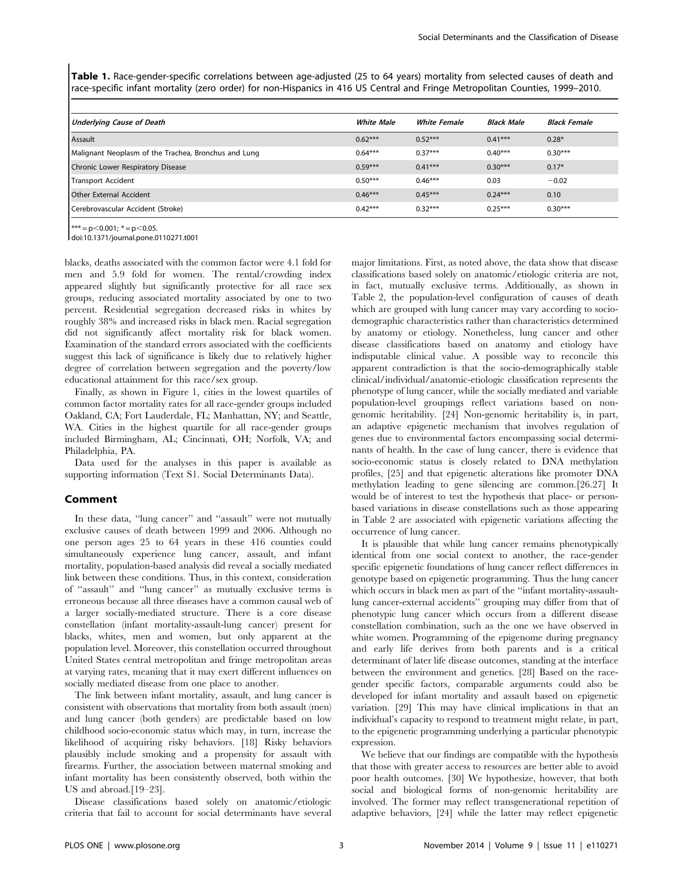**Table 1.** Race-gender-specific correlations between age-adjusted (25 to 64 years) mortality from selected causes of death and race-specific infant mortality (zero order) for non-Hispanics in 416 US Central and Fringe Metropolitan Counties, 1999–2010.

| *Underlying Cause of Death* | *White Male* | *White Female* | *Black Male* | *Black Female* |
|---|---|---|---|---|
| Assault | 0.62*** | 0.52*** | 0.41*** | 0.28* |
| Malignant Neoplasm of the Trachea, Bronchus and Lung | 0.64*** | 0.37*** | 0.40*** | 0.30*** |
| Chronic Lower Respiratory Disease | 0.59*** | 0.41*** | 0.30*** | 0.17* |
| Transport Accident | 0.50*** | 0.46*** | 0.03 | −0.02 |
| Other External Accident | 0.46*** | 0.45*** | 0.24*** | 0.10 |
| Cerebrovascular Accident (Stroke) | 0.42*** | 0.32*** | 0.25*** | 0.30*** |

*** = $p<0.001$; * = $p<0.05$.
doi:10.1371/journal.pone.0110271.t001

blacks, deaths associated with the common factor were 4.1 fold for men and 5.9 fold for women. The rental/crowding index appeared slightly but significantly protective for all race sex groups, reducing associated mortality associated by one to two percent. Residential segregation decreased risks in whites by roughly 38% and increased risks in black men. Racial segregation did not significantly affect mortality risk for black women. Examination of the standard errors associated with the coefficients suggest this lack of significance is likely due to relatively higher degree of correlation between segregation and the poverty/low educational attainment for this race/sex group.

Finally, as shown in Figure 1, cities in the lowest quartiles of common factor mortality rates for all race-gender groups included Oakland, CA; Fort Lauderdale, FL; Manhattan, NY; and Seattle, WA. Cities in the highest quartile for all race-gender groups included Birmingham, AL; Cincinnati, OH; Norfolk, VA; and Philadelphia, PA.

Data used for the analyses in this paper is available as supporting information (Text S1. Social Determinants Data).

## Comment

In these data, ''lung cancer'' and ''assault'' were not mutually exclusive causes of death between 1999 and 2006. Although no one person ages 25 to 64 years in these 416 counties could simultaneously experience lung cancer, assault, and infant mortality, population-based analysis did reveal a socially mediated link between these conditions. Thus, in this context, consideration of ''assault'' and ''lung cancer'' as mutually exclusive terms is erroneous because all three diseases have a common causal web of a larger socially-mediated structure. There is a core disease constellation (infant mortality-assault-lung cancer) present for blacks, whites, men and women, but only apparent at the population level. Moreover, this constellation occurred throughout United States central metropolitan and fringe metropolitan areas at varying rates, meaning that it may exert different influences on socially mediated disease from one place to another.

The link between infant mortality, assault, and lung cancer is consistent with observations that mortality from both assault (men) and lung cancer (both genders) are predictable based on low childhood socio-economic status which may, in turn, increase the likelihood of acquiring risky behaviors. [18] Risky behaviors plausibly include smoking and a propensity for assault with firearms. Further, the association between maternal smoking and infant mortality has been consistently observed, both within the US and abroad.[19–23].

Disease classifications based solely on anatomic/etiologic criteria that fail to account for social determinants have several major limitations. First, as noted above, the data show that disease classifications based solely on anatomic/etiologic criteria are not, in fact, mutually exclusive terms. Additionally, as shown in Table 2, the population-level configuration of causes of death which are grouped with lung cancer may vary according to socio-demographic characteristics rather than characteristics determined by anatomy or etiology. Nonetheless, lung cancer and other disease classifications based on anatomy and etiology have indisputable clinical value. A possible way to reconcile this apparent contradiction is that the socio-demographically stable clinical/individual/anatomic-etiologic classification represents the phenotype of lung cancer, while the socially mediated and variable population-level groupings reflect variations based on non-genomic heritability. [24] Non-genomic heritability is, in part, an adaptive epigenetic mechanism that involves regulation of genes due to environmental factors encompassing social determinants of health. In the case of lung cancer, there is evidence that socio-economic status is closely related to DNA methylation profiles, [25] and that epigenetic alterations like promoter DNA methylation leading to gene silencing are common.[26,27] It would be of interest to test the hypothesis that place- or person-based variations in disease constellations such as those appearing in Table 2 are associated with epigenetic variations affecting the occurrence of lung cancer.

It is plausible that while lung cancer remains phenotypically identical from one social context to another, the race-gender specific epigenetic foundations of lung cancer reflect differences in genotype based on epigenetic programming. Thus the lung cancer which occurs in black men as part of the ''infant mortality-assault-lung cancer-external accidents'' grouping may differ from that of phenotypic lung cancer which occurs from a different disease constellation combination, such as the one we have observed in white women. Programming of the epigenome during pregnancy and early life derives from both parents and is a critical determinant of later life disease outcomes, standing at the interface between the environment and genetics. [28] Based on the race-gender specific factors, comparable arguments could also be developed for infant mortality and assault based on epigenetic variation. [29] This may have clinical implications in that an individual's capacity to respond to treatment might relate, in part, to the epigenetic programming underlying a particular phenotypic expression.

We believe that our findings are compatible with the hypothesis that those with greater access to resources are better able to avoid poor health outcomes. [30] We hypothesize, however, that both social and biological forms of non-genomic heritability are involved. The former may reflect transgenerational repetition of adaptive behaviors, [24] while the latter may reflect epigenetic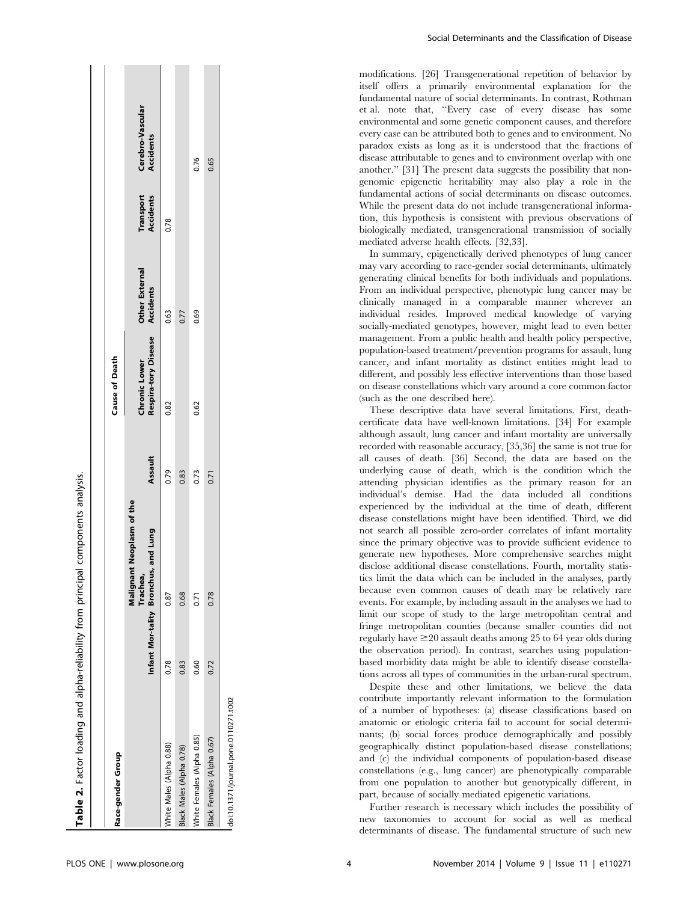**Table 2.** Factor loading and alpha-reliability from principal components analysis.

| Race-gender Group | Cause of Death | | | | | | |
|---|---|---|---|---|---|---|---|
| | Infant Mortality | Malignant Neoplasm of the Trachea, Bronchus, and Lung | Assault | Chronic Lower Respiratory Disease | Other External Accidents | Transport Accidents | Cerebro-Vascular Accidents |
| White Males (Alpha 0.88) | 0.78 | 0.87 | 0.79 | 0.82 | 0.63 | 0.78 | |
| Black Males (Alpha 0.78) | 0.83 | 0.68 | 0.83 | | 0.77 | | |
| White Females (Alpha 0.85) | 0.60 | 0.71 | 0.73 | 0.62 | 0.69 | | 0.76 |
| Black Females (Alpha 0.67) | 0.72 | 0.78 | 0.71 | | | | 0.65 |

doi:10.1371/journal.pone.0110271.t002

modifications. [26] Transgenerational repetition of behavior by itself offers a primarily environmental explanation for the fundamental nature of social determinants. In contrast, Rothman et al. note that, "Every case of every disease has some environmental and some genetic component causes, and therefore every case can be attributed both to genes and to environment. No paradox exists as long as it is understood that the fractions of disease attributable to genes and to environment overlap with one another." [31] The present data suggests the possibility that non-genomic epigenetic heritability may also play a role in the fundamental actions of social determinants on disease outcomes. While the present data do not include transgenerational information, this hypothesis is consistent with previous observations of biologically mediated, transgenerational transmission of socially mediated adverse health effects. [32,33].

In summary, epigenetically derived phenotypes of lung cancer may vary according to race-gender social determinants, ultimately generating clinical benefits for both individuals and populations. From an individual perspective, phenotypic lung cancer may be clinically managed in a comparable manner wherever an individual resides. Improved medical knowledge of varying socially-mediated genotypes, however, might lead to even better management. From a public health and health policy perspective, population-based treatment/prevention programs for assault, lung cancer, and infant mortality as distinct entities might lead to different, and possibly less effective interventions than those based on disease constellations which vary around a core common factor (such as the one described here).

These descriptive data have several limitations. First, death-certificate data have well-known limitations. [34] For example although assault, lung cancer and infant mortality are universally recorded with reasonable accuracy, [35,36] the same is not true for all causes of death. [36] Second, the data are based on the underlying cause of death, which is the condition which the attending physician identifies as the primary reason for an individual's demise. Had the data included all conditions experienced by the individual at the time of death, different disease constellations might have been identified. Third, we did not search all possible zero-order correlates of infant mortality since the primary objective was to provide sufficient evidence to generate new hypotheses. More comprehensive searches might disclose additional disease constellations. Fourth, mortality statistics limit the data which can be included in the analyses, partly because even common causes of death may be relatively rare events. For example, by including assault in the analyses we had to limit our scope of study to the large metropolitan central and fringe metropolitan counties (because smaller counties did not regularly have ≥20 assault deaths among 25 to 64 year olds during the observation period). In contrast, searches using population-based morbidity data might be able to identify disease constellations across all types of communities in the urban-rural spectrum.

Despite these and other limitations, we believe the data contribute importantly relevant information to the formulation of a number of hypotheses: (a) disease classifications based on anatomic or etiologic criteria fail to account for social determinants; (b) social forces produce demographically and possibly geographically distinct population-based disease constellations; and (c) the individual components of population-based disease constellations (e.g., lung cancer) are phenotypically comparable from one population to another but genotypically different, in part, because of socially mediated epigenetic variations.

Further research is necessary which includes the possibility of new taxonomies to account for social as well as medical determinants of disease. The fundamental structure of such new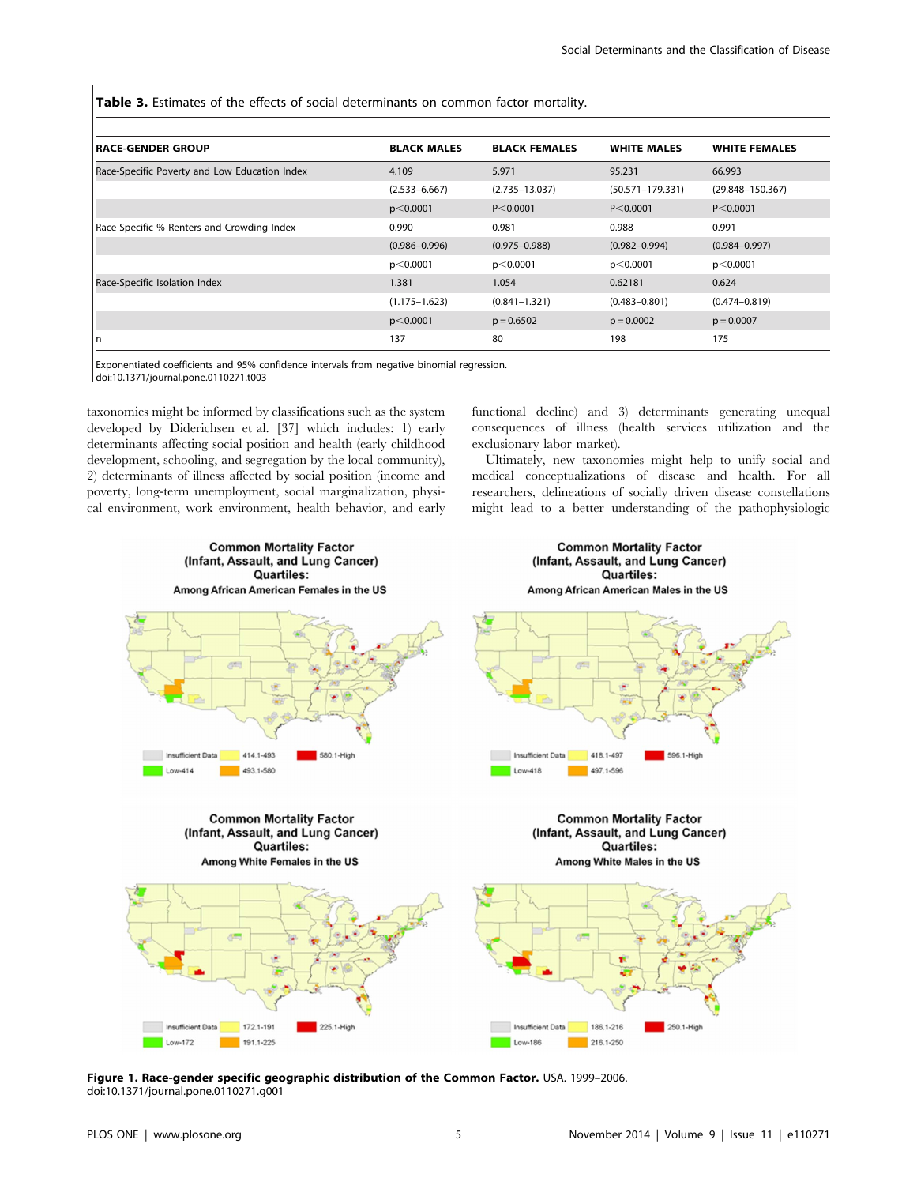**Table 3.** Estimates of the effects of social determinants on common factor mortality.

| RACE-GENDER GROUP | BLACK MALES | BLACK FEMALES | WHITE MALES | WHITE FEMALES |
|---|---|---|---|---|
| Race-Specific Poverty and Low Education Index | 4.109 | 5.971 | 95.231 | 66.993 |
| | (2.533–6.667) | (2.735–13.037) | (50.571–179.331) | (29.848–150.367) |
| | p<0.0001 | P<0.0001 | P<0.0001 | P<0.0001 |
| Race-Specific % Renters and Crowding Index | 0.990 | 0.981 | 0.988 | 0.991 |
| | (0.986–0.996) | (0.975–0.988) | (0.982–0.994) | (0.984–0.997) |
| | p<0.0001 | p<0.0001 | p<0.0001 | p<0.0001 |
| Race-Specific Isolation Index | 1.381 | 1.054 | 0.62181 | 0.624 |
| | (1.175–1.623) | (0.841–1.321) | (0.483–0.801) | (0.474–0.819) |
| | p<0.0001 | p = 0.6502 | p = 0.0002 | p = 0.0007 |
| n | 137 | 80 | 198 | 175 |

Exponentiated coefficients and 95% confidence intervals from negative binomial regression.
doi:10.1371/journal.pone.0110271.t003

taxonomies might be informed by classifications such as the system developed by Diderichsen et al. [37] which includes: 1) early determinants affecting social position and health (early childhood development, schooling, and segregation by the local community), 2) determinants of illness affected by social position (income and poverty, long-term unemployment, social marginalization, physical environment, work environment, health behavior, and early functional decline) and 3) determinants generating unequal consequences of illness (health services utilization and the exclusionary labor market).

Ultimately, new taxonomies might help to unify social and medical conceptualizations of disease and health. For all researchers, delineations of socially driven disease constellations might lead to a better understanding of the pathophysiologic

**Figure 1. Race-gender specific geographic distribution of the Common Factor.** USA. 1999–2006.
doi:10.1371/journal.pone.0110271.g001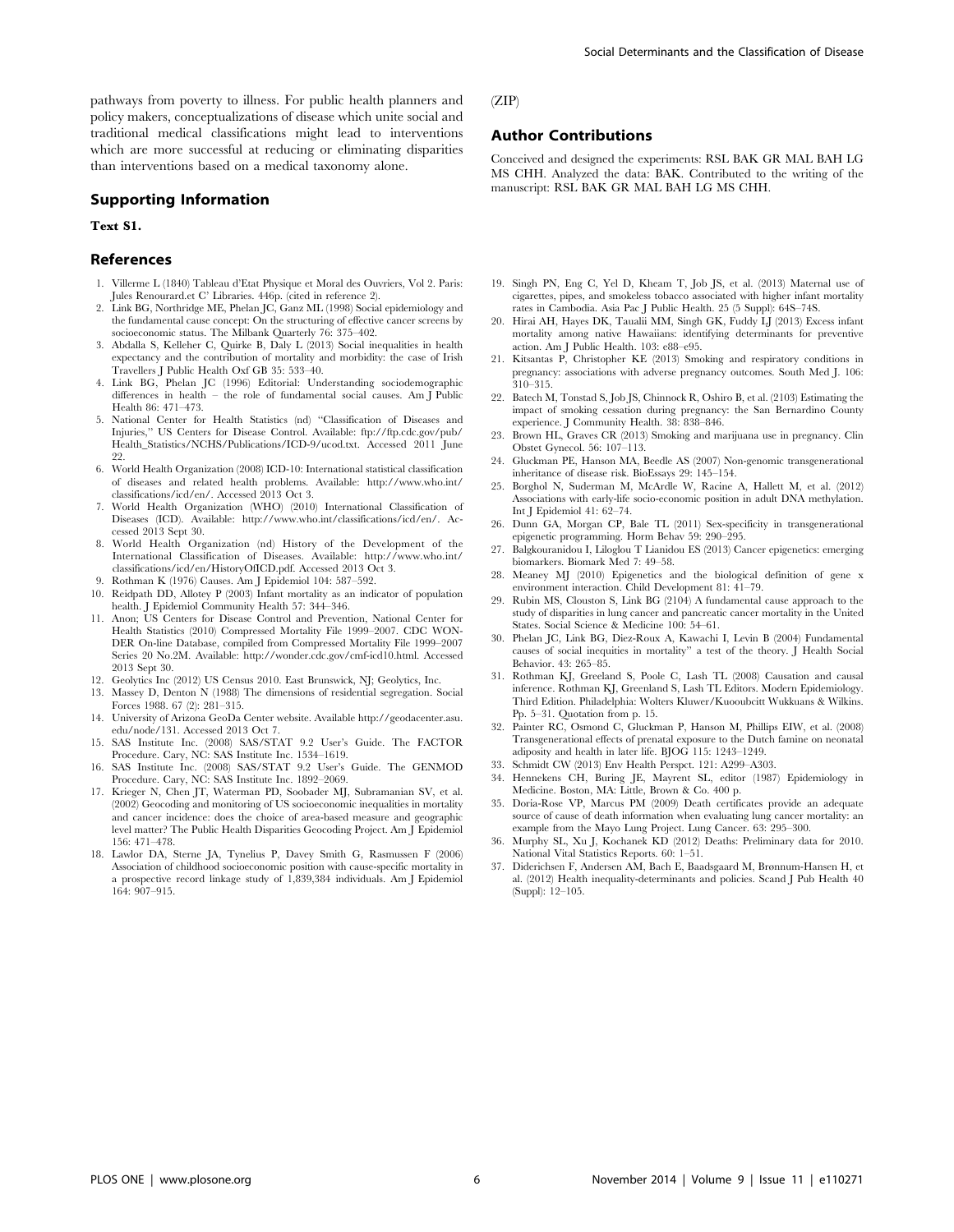pathways from poverty to illness. For public health planners and policy makers, conceptualizations of disease which unite social and traditional medical classifications might lead to interventions which are more successful at reducing or eliminating disparities than interventions based on a medical taxonomy alone.

## Supporting Information

**Text S1.**

(ZIP)

## Author Contributions

Conceived and designed the experiments: RSL BAK GR MAL BAH LG MS CHH. Analyzed the data: BAK. Contributed to the writing of the manuscript: RSL BAK GR MAL BAH LG MS CHH.

## References

1. Villerme L (1840) Tableau d'Etat Physique et Moral des Ouvriers, Vol 2. Paris: Jules Renourard.et C' Libraries. 446p. (cited in reference 2).
2. Link BG, Northridge ME, Phelan JC, Ganz ML (1998) Social epidemiology and the fundamental cause concept: On the structuring of effective cancer screens by socioeconomic status. The Milbank Quarterly 76: 375–402.
3. Abdalla S, Kelleher C, Quirke B, Daly L (2013) Social inequalities in health expectancy and the contribution of mortality and morbidity: the case of Irish Travellers J Public Health Oxf GB 35: 533–40.
4. Link BG, Phelan JC (1996) Editorial: Understanding sociodemographic differences in health – the role of fundamental social causes. Am J Public Health 86: 471–473.
5. National Center for Health Statistics (nd) ''Classification of Diseases and Injuries,'' US Centers for Disease Control. Available: ftp://ftp.cdc.gov/pub/Health_Statistics/NCHS/Publications/ICD-9/ucod.txt. Accessed 2011 June 22.
6. World Health Organization (2008) ICD-10: International statistical classification of diseases and related health problems. Available: http://www.who.int/classifications/icd/en/. Accessed 2013 Oct 3.
7. World Health Organization (WHO) (2010) International Classification of Diseases (ICD). Available: http://www.who.int/classifications/icd/en/. Accessed 2013 Sept 30.
8. World Health Organization (nd) History of the Development of the International Classification of Diseases. Available: http://www.who.int/classifications/icd/en/HistoryOfICD.pdf. Accessed 2013 Oct 3.
9. Rothman K (1976) Causes. Am J Epidemiol 104: 587–592.
10. Reidpath DD, Allotey P (2003) Infant mortality as an indicator of population health. J Epidemiol Community Health 57: 344–346.
11. Anon; US Centers for Disease Control and Prevention, National Center for Health Statistics (2010) Compressed Mortality File 1999–2007. CDC WONDER On-line Database, compiled from Compressed Mortality File 1999–2007 Series 20 No.2M. Available: http://wonder.cdc.gov/cmf-icd10.html. Accessed 2013 Sept 30.
12. Geolytics Inc (2012) US Census 2010. East Brunswick, NJ; Geolytics, Inc.
13. Massey D, Denton N (1988) The dimensions of residential segregation. Social Forces 1988. 67 (2): 281–315.
14. University of Arizona GeoDa Center website. Available http://geodacenter.asu.edu/node/131. Accessed 2013 Oct 7.
15. SAS Institute Inc. (2008) SAS/STAT 9.2 User's Guide. The FACTOR Procedure. Cary, NC: SAS Institute Inc. 1534–1619.
16. SAS Institute Inc. (2008) SAS/STAT 9.2 User's Guide. The GENMOD Procedure. Cary, NC: SAS Institute Inc. 1892–2069.
17. Krieger N, Chen JT, Waterman PD, Soobader MJ, Subramanian SV, et al. (2002) Geocoding and monitoring of US socioeconomic inequalities in mortality and cancer incidence: does the choice of area-based measure and geographic level matter? The Public Health Disparities Geocoding Project. Am J Epidemiol 156: 471–478.
18. Lawlor DA, Sterne JA, Tynelius P, Davey Smith G, Rasmussen F (2006) Association of childhood socioeconomic position with cause-specific mortality in a prospective record linkage study of 1,839,384 individuals. Am J Epidemiol 164: 907–915.
19. Singh PN, Eng C, Yel D, Kheam T, Job JS, et al. (2013) Maternal use of cigarettes, pipes, and smokeless tobacco associated with higher infant mortality rates in Cambodia. Asia Pac J Public Health. 25 (5 Suppl): 64S–74S.
20. Hirai AH, Hayes DK, Taualii MM, Singh GK, Fuddy LJ (2013) Excess infant mortality among native Hawaiians: identifying determinants for preventive action. Am J Public Health. 103: e88–e95.
21. Kitsantas P, Christopher KE (2013) Smoking and respiratory conditions in pregnancy: associations with adverse pregnancy outcomes. South Med J. 106: 310–315.
22. Batech M, Tonstad S, Job JS, Chinnock R, Oshiro B, et al. (2103) Estimating the impact of smoking cessation during pregnancy: the San Bernardino County experience. J Community Health. 38: 838–846.
23. Brown HL, Graves CR (2013) Smoking and marijuana use in pregnancy. Clin Obstet Gynecol. 56: 107–113.
24. Gluckman PE, Hanson MA, Beedle AS (2007) Non-genomic transgenerational inheritance of disease risk. BioEssays 29: 145–154.
25. Borghol N, Suderman M, McArdle W, Racine A, Hallett M, et al. (2012) Associations with early-life socio-economic position in adult DNA methylation. Int J Epidemiol 41: 62–74.
26. Dunn GA, Morgan CP, Bale TL (2011) Sex-specificity in transgenerational epigenetic programming. Horm Behav 59: 290–295.
27. Balgkouranidou I, Liloglou T Lianidou ES (2013) Cancer epigenetics: emerging biomarkers. Biomark Med 7: 49–58.
28. Meaney MJ (2010) Epigenetics and the biological definition of gene x environment interaction. Child Development 81: 41–79.
29. Rubin MS, Clouston S, Link BG (2104) A fundamental cause approach to the study of disparities in lung cancer and pancreatic cancer mortality in the United States. Social Science & Medicine 100: 54–61.
30. Phelan JC, Link BG, Diez-Roux A, Kawachi I, Levin B (2004) Fundamental causes of social inequities in mortality'' a test of the theory. J Health Social Behavior. 43: 265–85.
31. Rothman KJ, Greeland S, Poole C, Lash TL (2008) Causation and causal inference. Rothman KJ, Greenland S, Lash TL Editors. Modern Epidemiology. Third Edition. Philadelphia: Wolters Kluwer/Kuooubcitt Wukkuans & Wilkins. Pp. 5–31. Quotation from p. 15.
32. Painter RC, Osmond C, Gluckman P, Hanson M, Phillips EIW, et al. (2008) Transgenerational effects of prenatal exposure to the Dutch famine on neonatal adiposity and health in later life. BJOG 115: 1243–1249.
33. Schmidt CW (2013) Env Health Perspct. 121: A299–A303.
34. Hennekens CH, Buring JE, Mayrent SL, editor (1987) Epidemiology in Medicine. Boston, MA: Little, Brown & Co. 400 p.
35. Doria-Rose VP, Marcus PM (2009) Death certificates provide an adequate source of cause of death information when evaluating lung cancer mortality: an example from the Mayo Lung Project. Lung Cancer. 63: 295–300.
36. Murphy SL, Xu J, Kochanek KD (2012) Deaths: Preliminary data for 2010. National Vital Statistics Reports. 60: 1–51.
37. Diderichsen F, Andersen AM, Bach E, Baadsgaard M, Brønnum-Hansen H, et al. (2012) Health inequality-determinants and policies. Scand J Pub Health 40 (Suppl): 12–105.